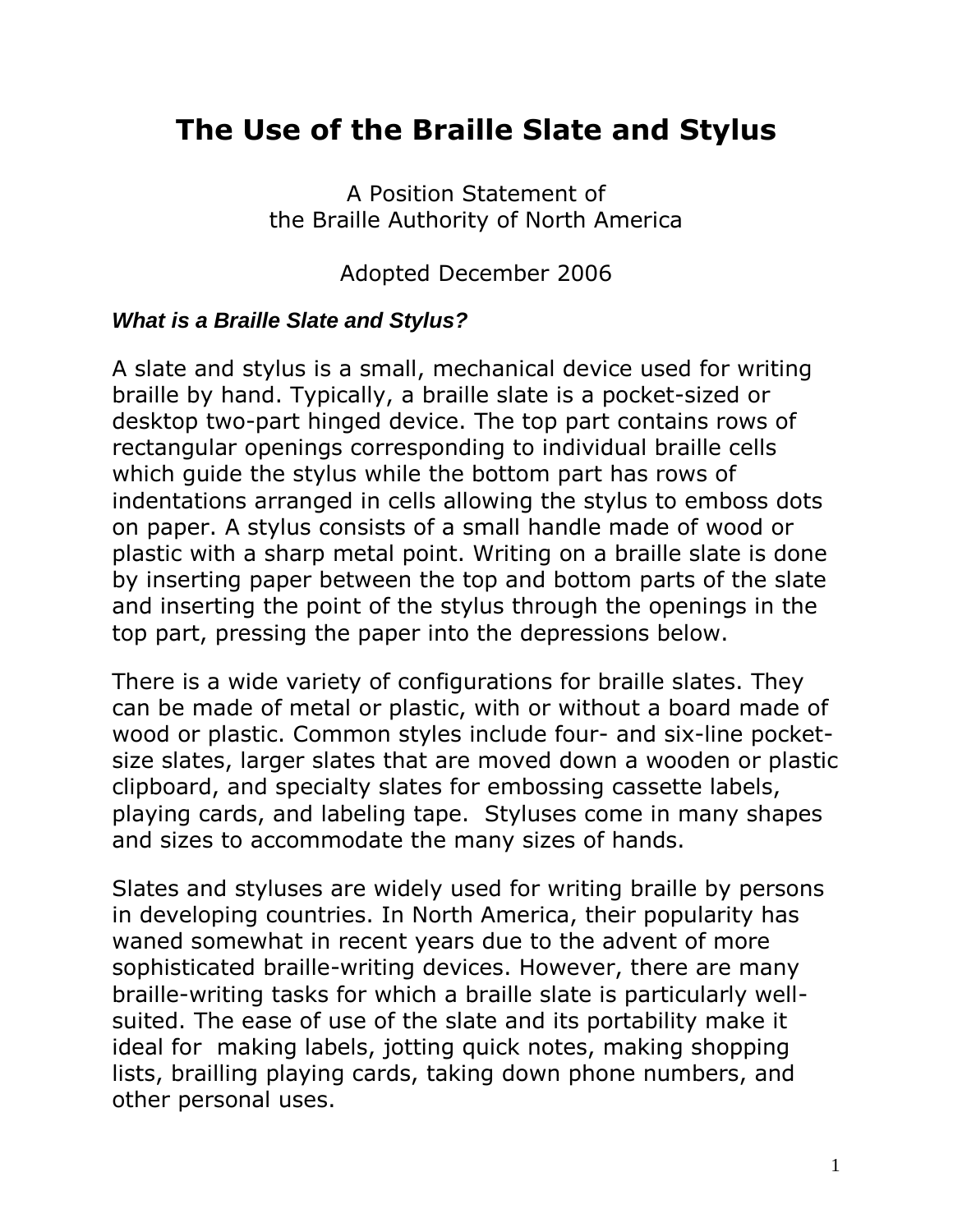# The Use of the Braille Slate and Stylus

A Position Statement of
the Braille Authority of North America

Adopted December 2006

### *What is a Braille Slate and Stylus?*

A slate and stylus is a small, mechanical device used for writing braille by hand. Typically, a braille slate is a pocket-sized or desktop two-part hinged device. The top part contains rows of rectangular openings corresponding to individual braille cells which guide the stylus while the bottom part has rows of indentations arranged in cells allowing the stylus to emboss dots on paper. A stylus consists of a small handle made of wood or plastic with a sharp metal point. Writing on a braille slate is done by inserting paper between the top and bottom parts of the slate and inserting the point of the stylus through the openings in the top part, pressing the paper into the depressions below.

There is a wide variety of configurations for braille slates. They can be made of metal or plastic, with or without a board made of wood or plastic. Common styles include four- and six-line pocket-size slates, larger slates that are moved down a wooden or plastic clipboard, and specialty slates for embossing cassette labels, playing cards, and labeling tape. Styluses come in many shapes and sizes to accommodate the many sizes of hands.

Slates and styluses are widely used for writing braille by persons in developing countries. In North America, their popularity has waned somewhat in recent years due to the advent of more sophisticated braille-writing devices. However, there are many braille-writing tasks for which a braille slate is particularly well-suited. The ease of use of the slate and its portability make it ideal for making labels, jotting quick notes, making shopping lists, brailling playing cards, taking down phone numbers, and other personal uses.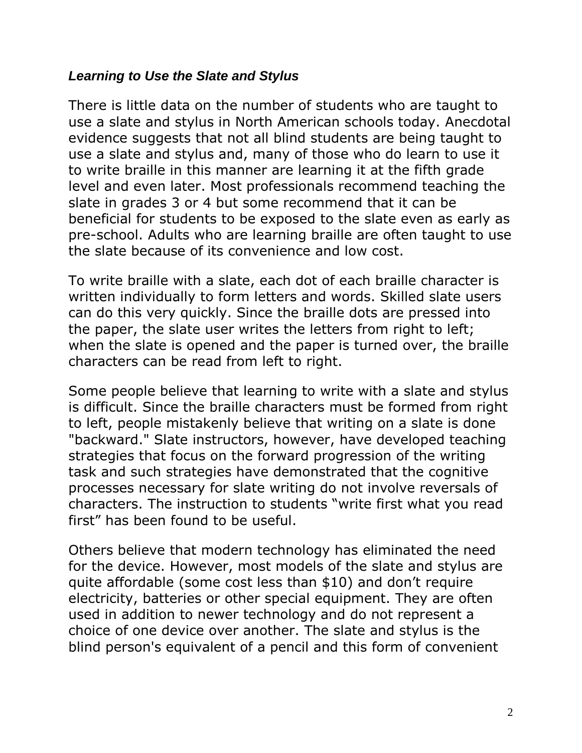### ***Learning to Use the Slate and Stylus***

There is little data on the number of students who are taught to use a slate and stylus in North American schools today. Anecdotal evidence suggests that not all blind students are being taught to use a slate and stylus and, many of those who do learn to use it to write braille in this manner are learning it at the fifth grade level and even later. Most professionals recommend teaching the slate in grades 3 or 4 but some recommend that it can be beneficial for students to be exposed to the slate even as early as pre-school. Adults who are learning braille are often taught to use the slate because of its convenience and low cost.

To write braille with a slate, each dot of each braille character is written individually to form letters and words. Skilled slate users can do this very quickly. Since the braille dots are pressed into the paper, the slate user writes the letters from right to left; when the slate is opened and the paper is turned over, the braille characters can be read from left to right.

Some people believe that learning to write with a slate and stylus is difficult. Since the braille characters must be formed from right to left, people mistakenly believe that writing on a slate is done "backward." Slate instructors, however, have developed teaching strategies that focus on the forward progression of the writing task and such strategies have demonstrated that the cognitive processes necessary for slate writing do not involve reversals of characters. The instruction to students "write first what you read first" has been found to be useful.

Others believe that modern technology has eliminated the need for the device. However, most models of the slate and stylus are quite affordable (some cost less than $10) and don't require electricity, batteries or other special equipment. They are often used in addition to newer technology and do not represent a choice of one device over another. The slate and stylus is the blind person's equivalent of a pencil and this form of convenient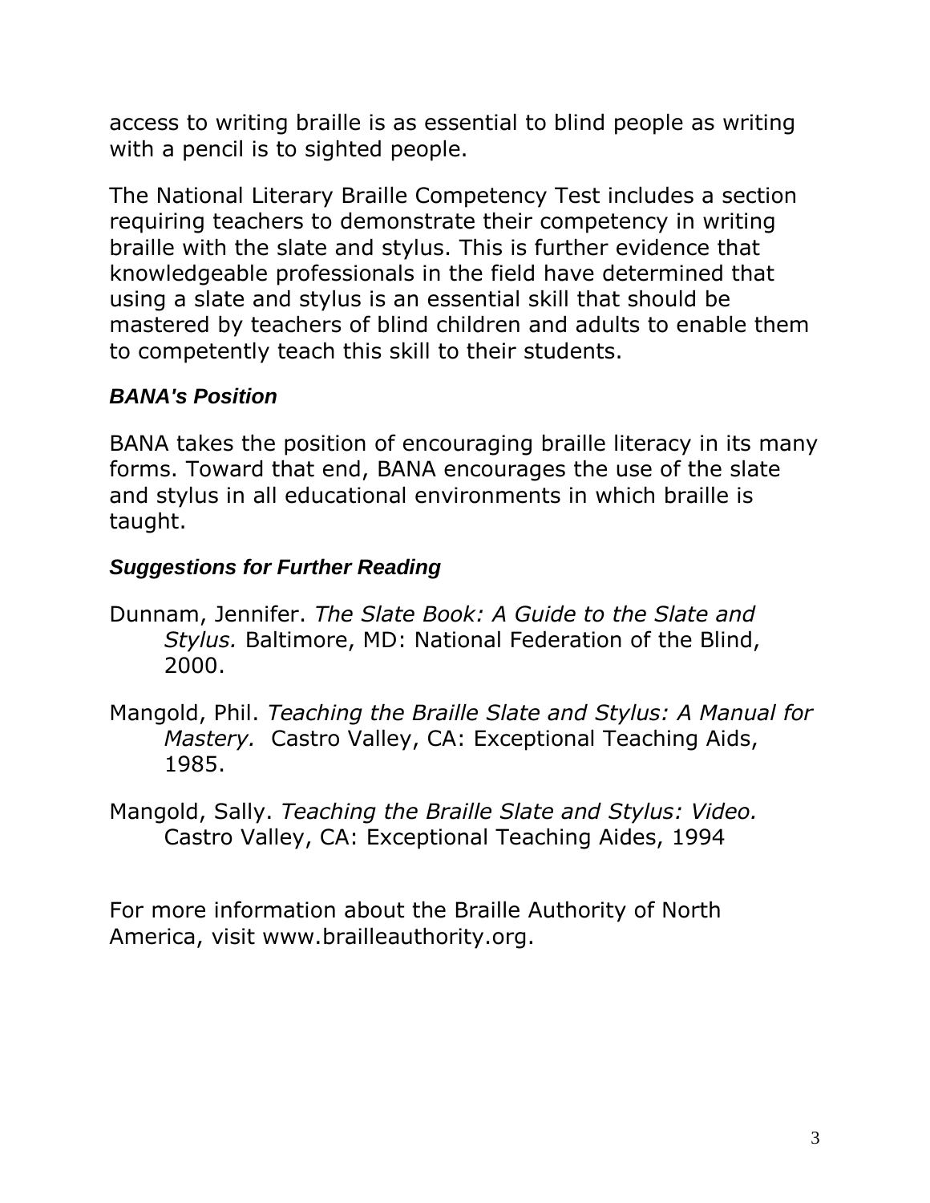access to writing braille is as essential to blind people as writing with a pencil is to sighted people.

The National Literary Braille Competency Test includes a section requiring teachers to demonstrate their competency in writing braille with the slate and stylus. This is further evidence that knowledgeable professionals in the field have determined that using a slate and stylus is an essential skill that should be mastered by teachers of blind children and adults to enable them to competently teach this skill to their students.

### *BANA's Position*

BANA takes the position of encouraging braille literacy in its many forms. Toward that end, BANA encourages the use of the slate and stylus in all educational environments in which braille is taught.

### *Suggestions for Further Reading*

Dunnam, Jennifer. *The Slate Book: A Guide to the Slate and Stylus.* Baltimore, MD: National Federation of the Blind, 2000.

Mangold, Phil. *Teaching the Braille Slate and Stylus: A Manual for Mastery.* Castro Valley, CA: Exceptional Teaching Aids, 1985.

Mangold, Sally. *Teaching the Braille Slate and Stylus: Video.* Castro Valley, CA: Exceptional Teaching Aides, 1994

For more information about the Braille Authority of North America, visit www.brailleauthority.org.